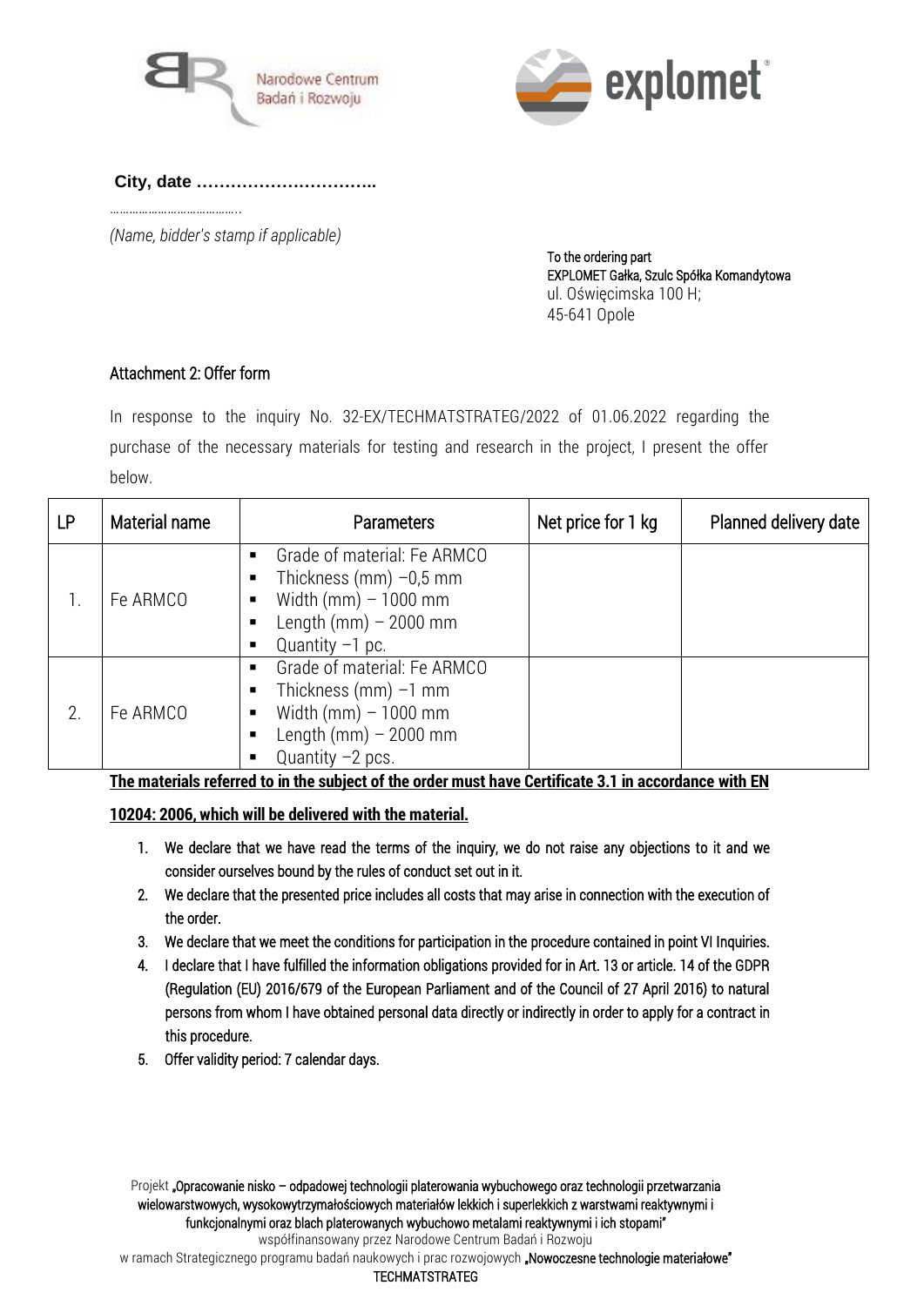**City, date …………………………..**

……………………………….

*(Name, bidder's stamp if applicable)*

To the ordering part
EXPLOMET Gałka, Szulc Spółka Komandytowa
ul. Oświęcimska 100 H;
45-641 Opole

## Attachment 2: Offer form

In response to the inquiry No. 32-EX/TECHMATSTRATEG/2022 of 01.06.2022 regarding the purchase of the necessary materials for testing and research in the project, I present the offer below.

| LP | Material name | Parameters | Net price for 1 kg | Planned delivery date |
|---|---|---|---|---|
| 1. | Fe ARMCO | ▪ Grade of material: Fe ARMCO<br>▪ Thickness (mm) –0,5 mm<br>▪ Width (mm) – 1000 mm<br>▪ Length (mm) – 2000 mm<br>▪ Quantity –1 pc. | | |
| 2. | Fe ARMCO | ▪ Grade of material: Fe ARMCO<br>▪ Thickness (mm) –1 mm<br>▪ Width (mm) – 1000 mm<br>▪ Length (mm) – 2000 mm<br>▪ Quantity –2 pcs. | | |

**The materials referred to in the subject of the order must have Certificate 3.1 in accordance with EN 10204: 2006, which will be delivered with the material.**

1. We declare that we have read the terms of the inquiry, we do not raise any objections to it and we consider ourselves bound by the rules of conduct set out in it.
2. We declare that the presented price includes all costs that may arise in connection with the execution of the order.
3. We declare that we meet the conditions for participation in the procedure contained in point VI Inquiries.
4. I declare that I have fulfilled the information obligations provided for in Art. 13 or article. 14 of the GDPR (Regulation (EU) 2016/679 of the European Parliament and of the Council of 27 April 2016) to natural persons from whom I have obtained personal data directly or indirectly in order to apply for a contract in this procedure.
5. Offer validity period: 7 calendar days.

Projekt „Opracowanie nisko – odpadowej technologii platerowania wybuchowego oraz technologii przetwarzania wielowarstwowych, wysokowytrzymałościowych materiałów lekkich i superlekkich z warstwami reaktywnymi i funkcjonalnymi oraz blach platerowanych wybuchowo metalami reaktywnymi i ich stopami"
współfinansowany przez Narodowe Centrum Badań i Rozwoju
w ramach Strategicznego programu badań naukowych i prac rozwojowych „Nowoczesne technologie materiałowe"
TECHMATSTRATEG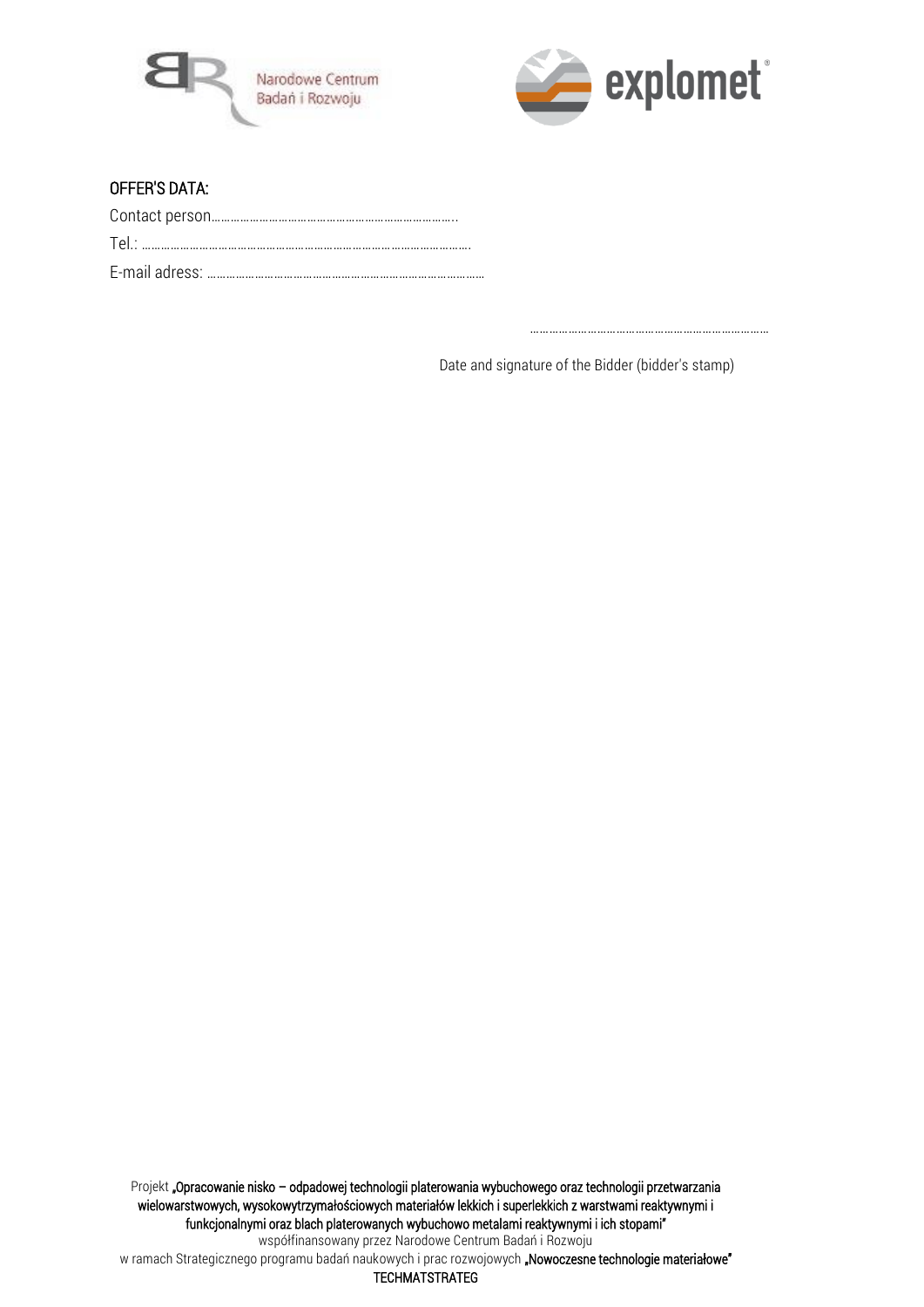OFFER'S DATA:

Contact person……………………………………………………………..

Tel.: ……………………………………………………………………………….

E-mail adress: ………………………………………………………………………

…………………………………………………………

Date and signature of the Bidder (bidder's stamp)

Projekt **„Opracowanie nisko – odpadowej technologii platerowania wybuchowego oraz technologii przetwarzania wielowarstwowych, wysokowytrzymałościowych materiałów lekkich i superlekkich z warstwami reaktywnymi i funkcjonalnymi oraz blach platerowanych wybuchowo metalami reaktywnymi i ich stopami"**
współfinansowany przez Narodowe Centrum Badań i Rozwoju
w ramach Strategicznego programu badań naukowych i prac rozwojowych **„Nowoczesne technologie materiałowe"**
**TECHMATSTRATEG**